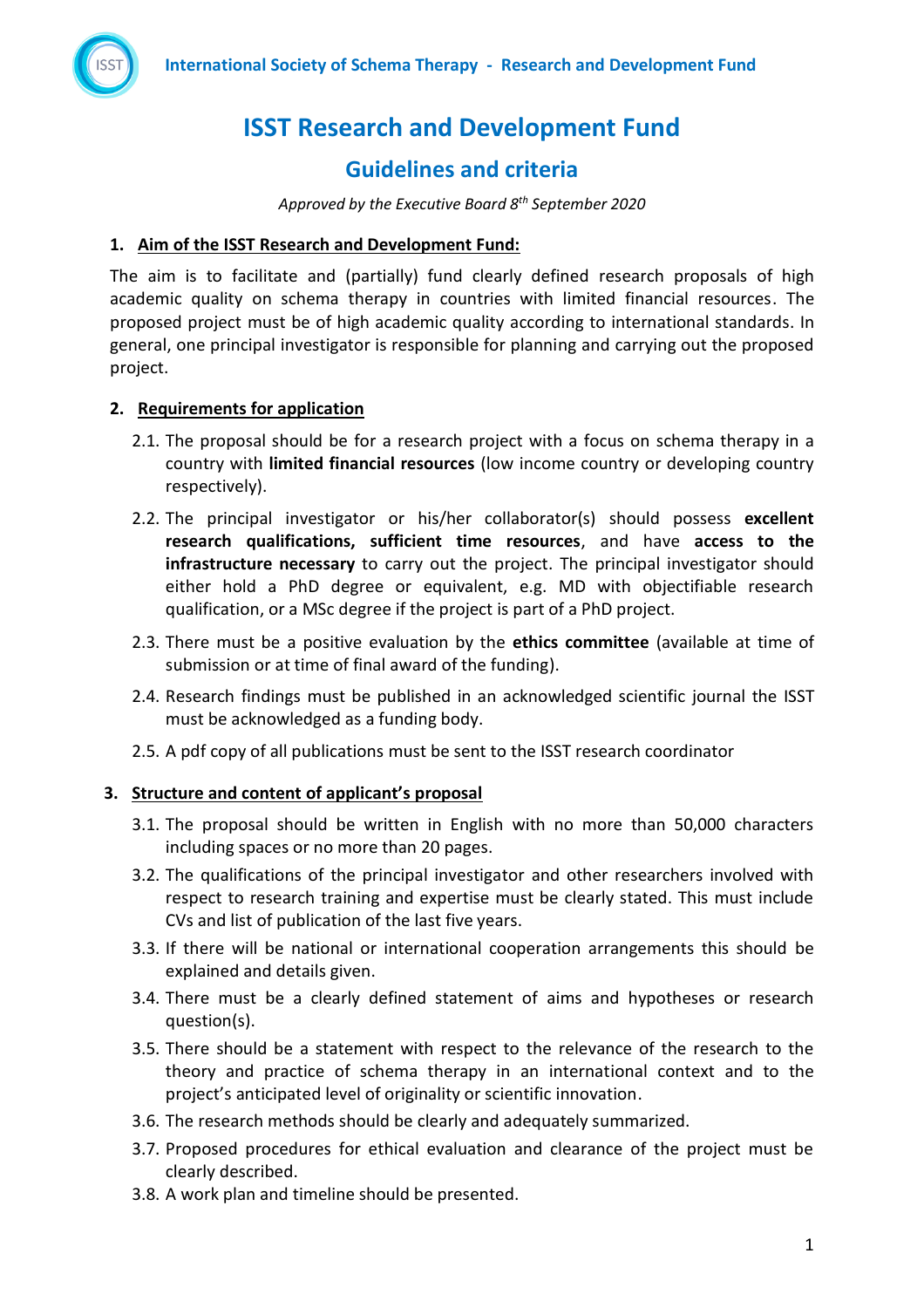# ISST Research and Development Fund

## Guidelines and criteria

*Approved by the Executive Board 8th September 2020*

1. **Aim of the ISST Research and Development Fund:**

The aim is to facilitate and (partially) fund clearly defined research proposals of high academic quality on schema therapy in countries with limited financial resources. The proposed project must be of high academic quality according to international standards. In general, one principal investigator is responsible for planning and carrying out the proposed project.

2. **Requirements for application**

2.1. The proposal should be for a research project with a focus on schema therapy in a country with **limited financial resources** (low income country or developing country respectively).

2.2. The principal investigator or his/her collaborator(s) should possess **excellent research qualifications, sufficient time resources**, and have **access to the infrastructure necessary** to carry out the project. The principal investigator should either hold a PhD degree or equivalent, e.g. MD with objectifiable research qualification, or a MSc degree if the project is part of a PhD project.

2.3. There must be a positive evaluation by the **ethics committee** (available at time of submission or at time of final award of the funding).

2.4. Research findings must be published in an acknowledged scientific journal the ISST must be acknowledged as a funding body.

2.5. A pdf copy of all publications must be sent to the ISST research coordinator

3. **Structure and content of applicant's proposal**

3.1. The proposal should be written in English with no more than 50,000 characters including spaces or no more than 20 pages.

3.2. The qualifications of the principal investigator and other researchers involved with respect to research training and expertise must be clearly stated. This must include CVs and list of publication of the last five years.

3.3. If there will be national or international cooperation arrangements this should be explained and details given.

3.4. There must be a clearly defined statement of aims and hypotheses or research question(s).

3.5. There should be a statement with respect to the relevance of the research to the theory and practice of schema therapy in an international context and to the project's anticipated level of originality or scientific innovation.

3.6. The research methods should be clearly and adequately summarized.

3.7. Proposed procedures for ethical evaluation and clearance of the project must be clearly described.

3.8. A work plan and timeline should be presented.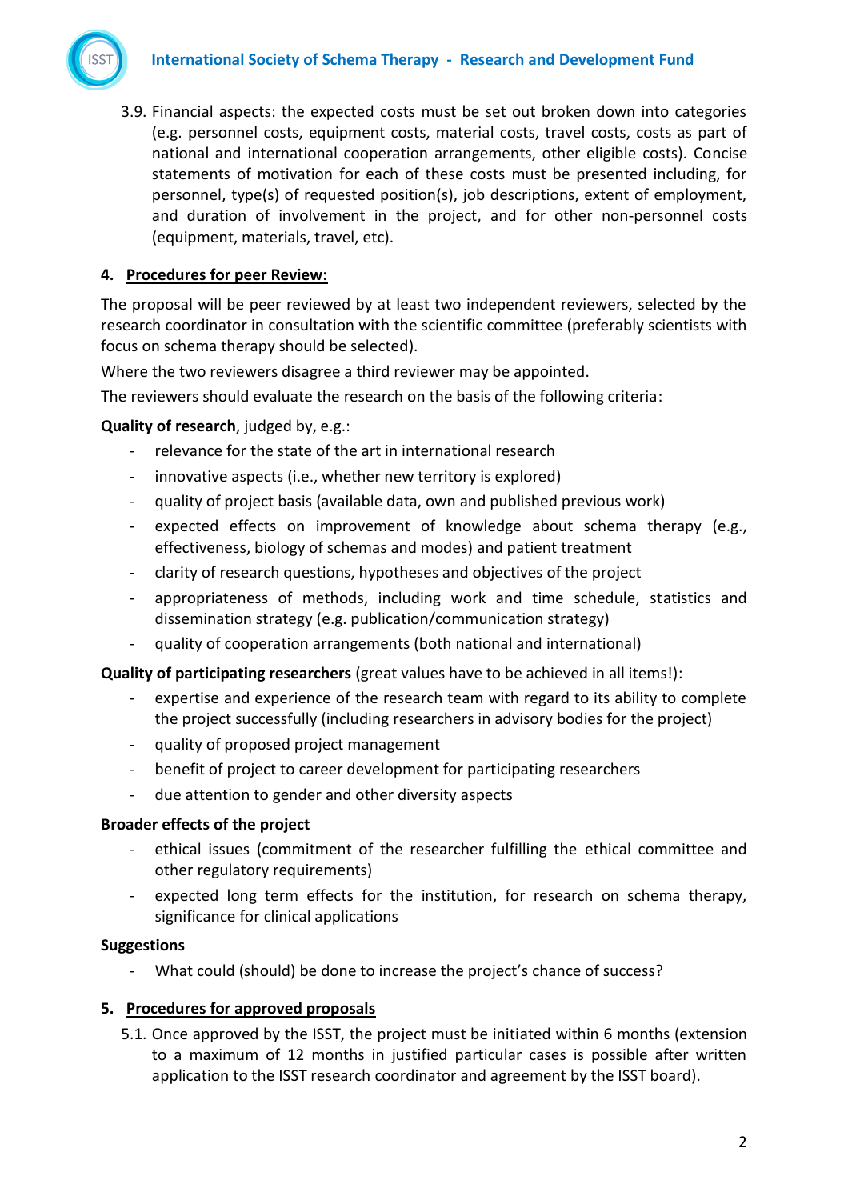3.9. Financial aspects: the expected costs must be set out broken down into categories (e.g. personnel costs, equipment costs, material costs, travel costs, costs as part of national and international cooperation arrangements, other eligible costs). Concise statements of motivation for each of these costs must be presented including, for personnel, type(s) of requested position(s), job descriptions, extent of employment, and duration of involvement in the project, and for other non-personnel costs (equipment, materials, travel, etc).

## 4. Procedures for peer Review:

The proposal will be peer reviewed by at least two independent reviewers, selected by the research coordinator in consultation with the scientific committee (preferably scientists with focus on schema therapy should be selected).

Where the two reviewers disagree a third reviewer may be appointed.

The reviewers should evaluate the research on the basis of the following criteria:

**Quality of research**, judged by, e.g.:

- relevance for the state of the art in international research
- innovative aspects (i.e., whether new territory is explored)
- quality of project basis (available data, own and published previous work)
- expected effects on improvement of knowledge about schema therapy (e.g., effectiveness, biology of schemas and modes) and patient treatment
- clarity of research questions, hypotheses and objectives of the project
- appropriateness of methods, including work and time schedule, statistics and dissemination strategy (e.g. publication/communication strategy)
- quality of cooperation arrangements (both national and international)

**Quality of participating researchers** (great values have to be achieved in all items!):

- expertise and experience of the research team with regard to its ability to complete the project successfully (including researchers in advisory bodies for the project)
- quality of proposed project management
- benefit of project to career development for participating researchers
- due attention to gender and other diversity aspects

**Broader effects of the project**

- ethical issues (commitment of the researcher fulfilling the ethical committee and other regulatory requirements)
- expected long term effects for the institution, for research on schema therapy, significance for clinical applications

**Suggestions**

- What could (should) be done to increase the project's chance of success?

## 5. Procedures for approved proposals

5.1. Once approved by the ISST, the project must be initiated within 6 months (extension to a maximum of 12 months in justified particular cases is possible after written application to the ISST research coordinator and agreement by the ISST board).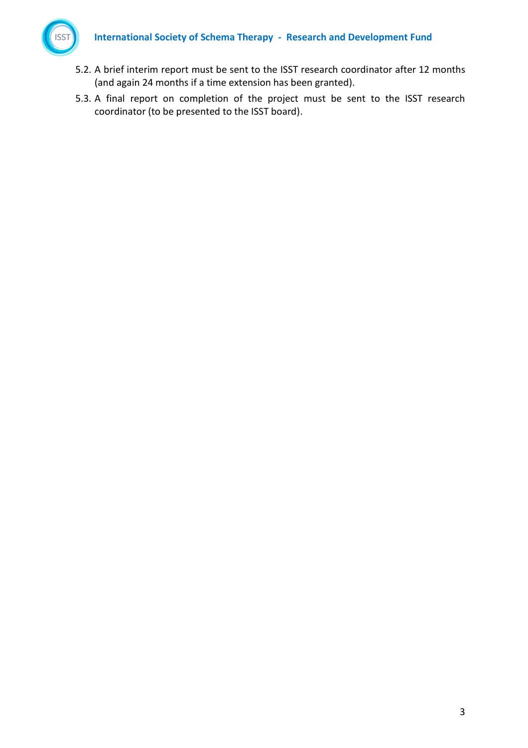5.2. A brief interim report must be sent to the ISST research coordinator after 12 months (and again 24 months if a time extension has been granted).

5.3. A final report on completion of the project must be sent to the ISST research coordinator (to be presented to the ISST board).